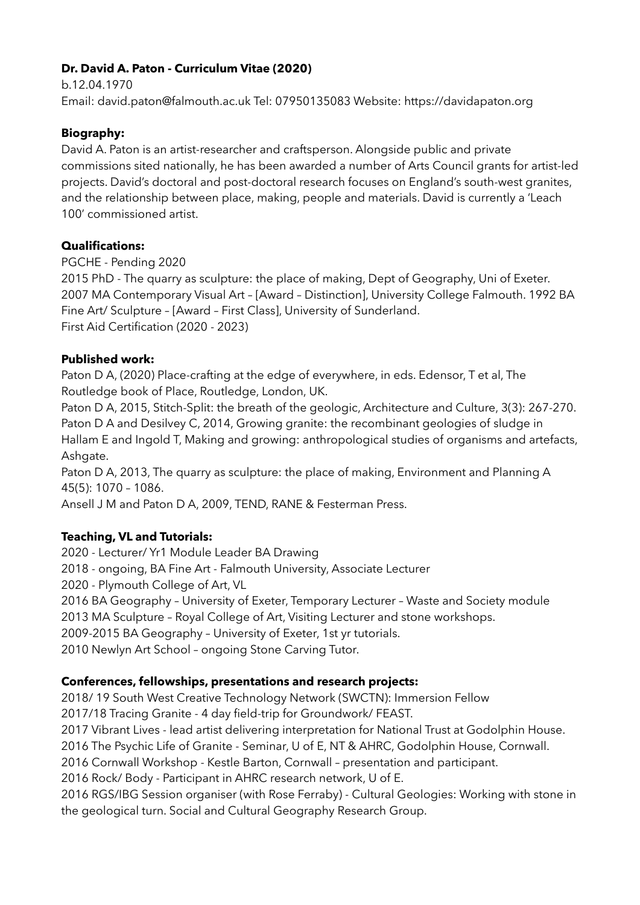**Dr. David A. Paton - Curriculum Vitae (2020)**

b.12.04.1970

Email: david.paton@falmouth.ac.uk Tel: 07950135083 Website: https://davidapaton.org

**Biography:**

David A. Paton is an artist-researcher and craftsperson. Alongside public and private commissions sited nationally, he has been awarded a number of Arts Council grants for artist-led projects. David's doctoral and post-doctoral research focuses on England's south-west granites, and the relationship between place, making, people and materials. David is currently a 'Leach 100' commissioned artist.

**Qualifications:**

PGCHE - Pending 2020

2015 PhD - The quarry as sculpture: the place of making, Dept of Geography, Uni of Exeter.

2007 MA Contemporary Visual Art – [Award – Distinction], University College Falmouth. 1992 BA Fine Art/ Sculpture – [Award – First Class], University of Sunderland.

First Aid Certification (2020 - 2023)

**Published work:**

Paton D A, (2020) Place-crafting at the edge of everywhere, in eds. Edensor, T et al, The Routledge book of Place, Routledge, London, UK.

Paton D A, 2015, Stitch-Split: the breath of the geologic, Architecture and Culture, 3(3): 267-270.

Paton D A and Desilvey C, 2014, Growing granite: the recombinant geologies of sludge in Hallam E and Ingold T, Making and growing: anthropological studies of organisms and artefacts, Ashgate.

Paton D A, 2013, The quarry as sculpture: the place of making, Environment and Planning A 45(5): 1070 – 1086.

Ansell J M and Paton D A, 2009, TEND, RANE & Festerman Press.

**Teaching, VL and Tutorials:**

2020 - Lecturer/ Yr1 Module Leader BA Drawing

2018 - ongoing, BA Fine Art - Falmouth University, Associate Lecturer

2020 - Plymouth College of Art, VL

2016 BA Geography – University of Exeter, Temporary Lecturer – Waste and Society module

2013 MA Sculpture – Royal College of Art, Visiting Lecturer and stone workshops.

2009-2015 BA Geography – University of Exeter, 1st yr tutorials.

2010 Newlyn Art School – ongoing Stone Carving Tutor.

**Conferences, fellowships, presentations and research projects:**

2018/ 19 South West Creative Technology Network (SWCTN): Immersion Fellow

2017/18 Tracing Granite - 4 day field-trip for Groundwork/ FEAST.

2017 Vibrant Lives - lead artist delivering interpretation for National Trust at Godolphin House.

2016 The Psychic Life of Granite - Seminar, U of E, NT & AHRC, Godolphin House, Cornwall.

2016 Cornwall Workshop - Kestle Barton, Cornwall – presentation and participant.

2016 Rock/ Body - Participant in AHRC research network, U of E.

2016 RGS/IBG Session organiser (with Rose Ferraby) - Cultural Geologies: Working with stone in the geological turn. Social and Cultural Geography Research Group.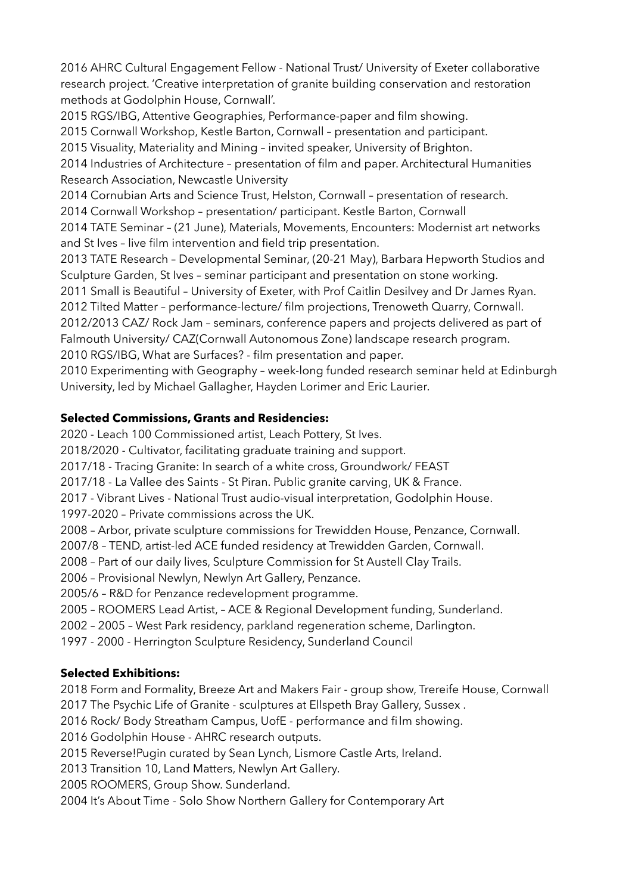2016 AHRC Cultural Engagement Fellow - National Trust/ University of Exeter collaborative research project. 'Creative interpretation of granite building conservation and restoration methods at Godolphin House, Cornwall'.
2015 RGS/IBG, Attentive Geographies, Performance-paper and film showing.
2015 Cornwall Workshop, Kestle Barton, Cornwall – presentation and participant.
2015 Visuality, Materiality and Mining – invited speaker, University of Brighton.
2014 Industries of Architecture – presentation of film and paper. Architectural Humanities Research Association, Newcastle University
2014 Cornubian Arts and Science Trust, Helston, Cornwall – presentation of research.
2014 Cornwall Workshop – presentation/ participant. Kestle Barton, Cornwall
2014 TATE Seminar – (21 June), Materials, Movements, Encounters: Modernist art networks and St Ives – live film intervention and field trip presentation.
2013 TATE Research – Developmental Seminar, (20-21 May), Barbara Hepworth Studios and Sculpture Garden, St Ives – seminar participant and presentation on stone working.
2011 Small is Beautiful – University of Exeter, with Prof Caitlin Desilvey and Dr James Ryan.
2012 Tilted Matter – performance-lecture/ film projections, Trenoweth Quarry, Cornwall.
2012/2013 CAZ/ Rock Jam – seminars, conference papers and projects delivered as part of Falmouth University/ CAZ(Cornwall Autonomous Zone) landscape research program.
2010 RGS/IBG, What are Surfaces? - film presentation and paper.
2010 Experimenting with Geography – week-long funded research seminar held at Edinburgh University, led by Michael Gallagher, Hayden Lorimer and Eric Laurier.

**Selected Commissions, Grants and Residencies:**

2020 - Leach 100 Commissioned artist, Leach Pottery, St Ives.
2018/2020 - Cultivator, facilitating graduate training and support.
2017/18 - Tracing Granite: In search of a white cross, Groundwork/ FEAST
2017/18 - La Vallee des Saints - St Piran. Public granite carving, UK & France.
2017 - Vibrant Lives - National Trust audio-visual interpretation, Godolphin House.
1997-2020 – Private commissions across the UK.
2008 – Arbor, private sculpture commissions for Trewidden House, Penzance, Cornwall.
2007/8 – TEND, artist-led ACE funded residency at Trewidden Garden, Cornwall.
2008 – Part of our daily lives, Sculpture Commission for St Austell Clay Trails.
2006 – Provisional Newlyn, Newlyn Art Gallery, Penzance.
2005/6 – R&D for Penzance redevelopment programme.
2005 – ROOMERS Lead Artist, – ACE & Regional Development funding, Sunderland.
2002 – 2005 – West Park residency, parkland regeneration scheme, Darlington.
1997 - 2000 - Herrington Sculpture Residency, Sunderland Council

**Selected Exhibitions:**

2018 Form and Formality, Breeze Art and Makers Fair - group show, Trereife House, Cornwall
2017 The Psychic Life of Granite - sculptures at Ellspeth Bray Gallery, Sussex .
2016 Rock/ Body Streatham Campus, UofE - performance and film showing.
2016 Godolphin House - AHRC research outputs.
2015 Reverse!Pugin curated by Sean Lynch, Lismore Castle Arts, Ireland.
2013 Transition 10, Land Matters, Newlyn Art Gallery.
2005 ROOMERS, Group Show. Sunderland.
2004 It's About Time - Solo Show Northern Gallery for Contemporary Art